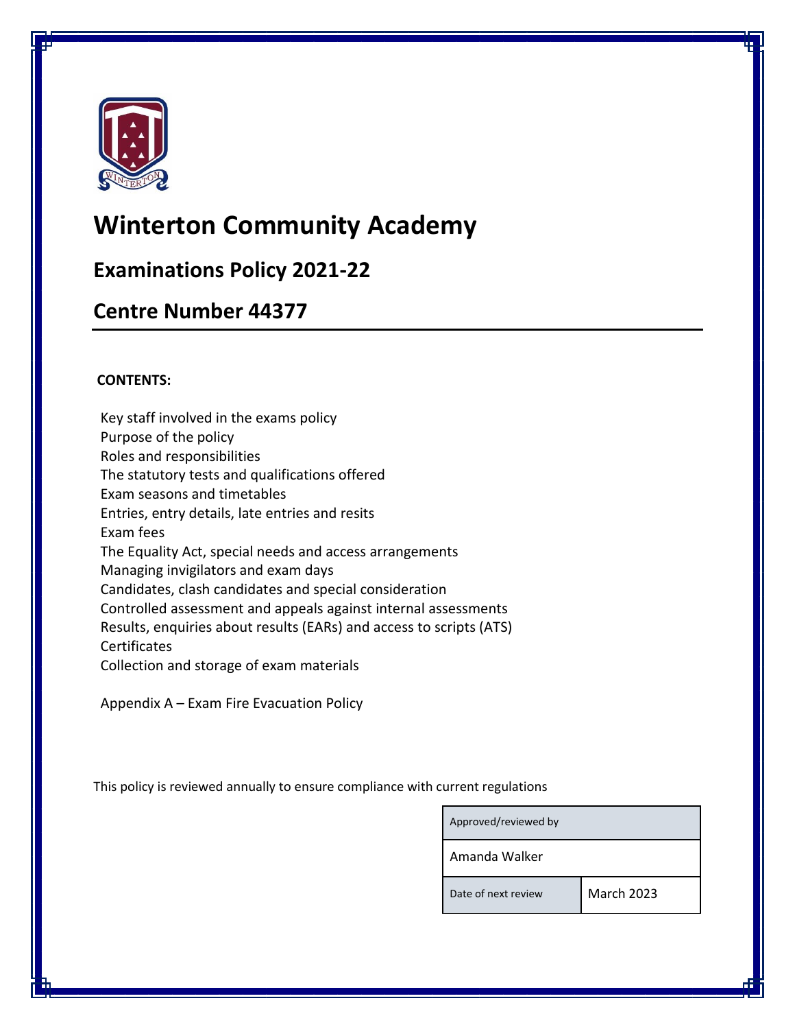# Winterton Community Academy

## Examinations Policy 2021-22

## Centre Number 44377

**CONTENTS:**

Key staff involved in the exams policy
Purpose of the policy
Roles and responsibilities
The statutory tests and qualifications offered
Exam seasons and timetables
Entries, entry details, late entries and resits
Exam fees
The Equality Act, special needs and access arrangements
Managing invigilators and exam days
Candidates, clash candidates and special consideration
Controlled assessment and appeals against internal assessments
Results, enquiries about results (EARs) and access to scripts (ATS)
Certificates
Collection and storage of exam materials

Appendix A – Exam Fire Evacuation Policy

This policy is reviewed annually to ensure compliance with current regulations

| Approved/reviewed by | |
|---|---|
| Amanda Walker | |
| Date of next review | March 2023 |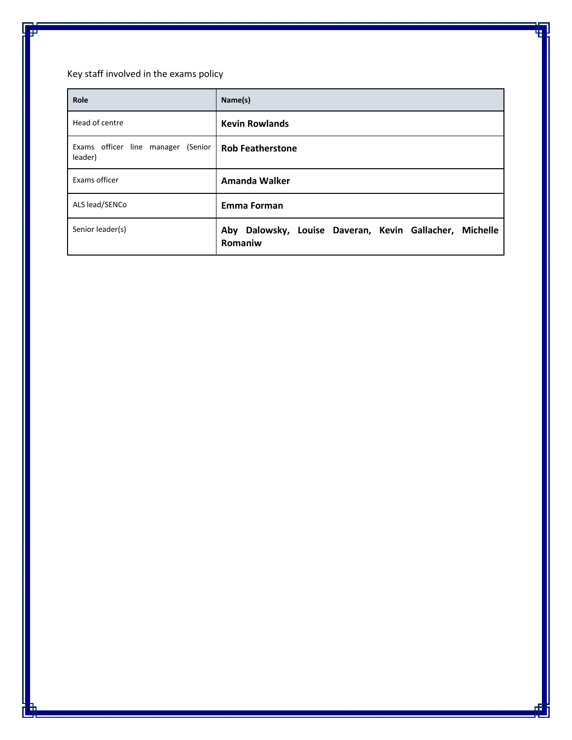Key staff involved in the exams policy

| Role | Name(s) |
|---|---|
| Head of centre | **Kevin Rowlands** |
| Exams officer line manager (Senior leader) | **Rob Featherstone** |
| Exams officer | **Amanda Walker** |
| ALS lead/SENCo | **Emma Forman** |
| Senior leader(s) | **Aby Dalowsky, Louise Daveran, Kevin Gallacher, Michelle Romaniw** |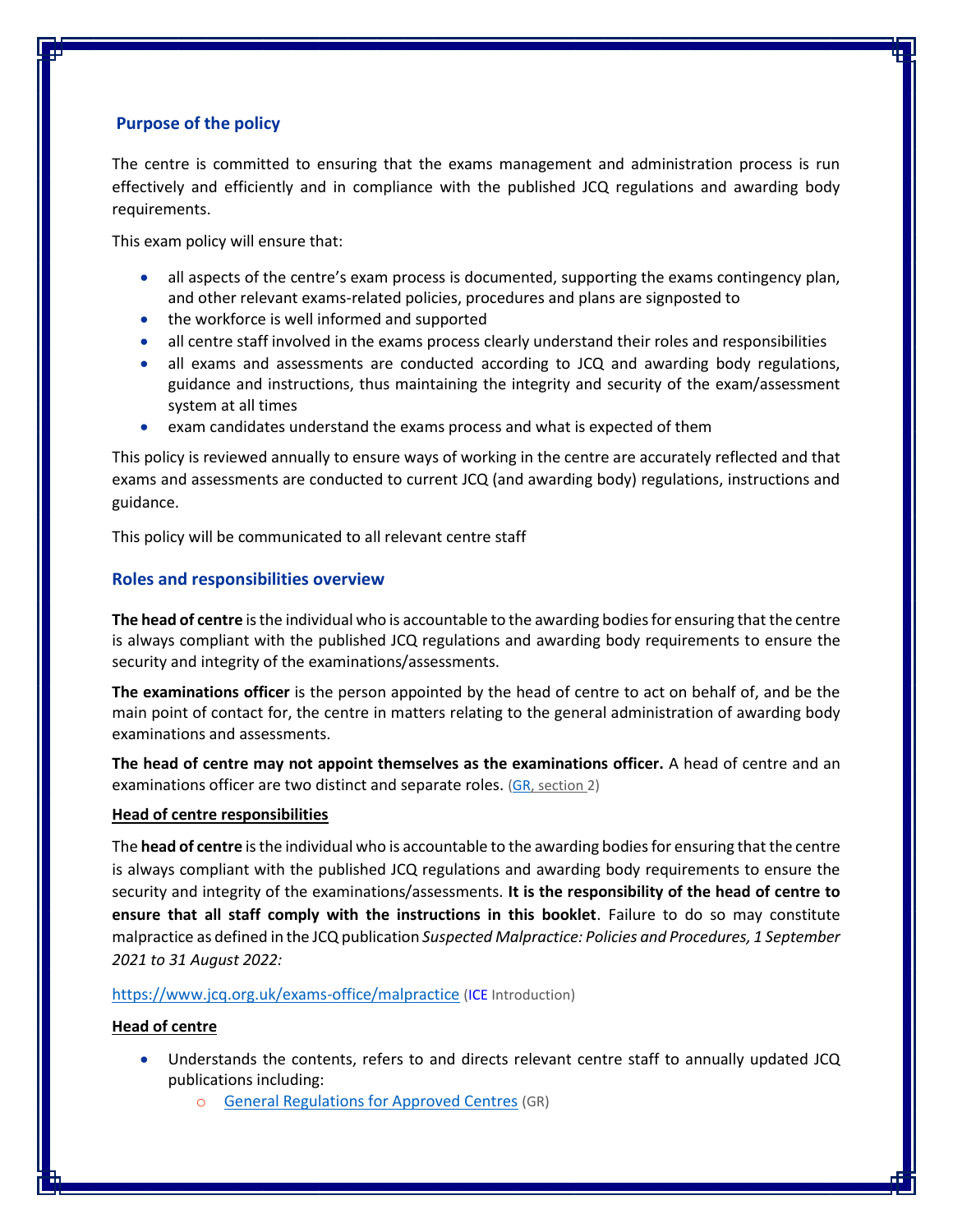## Purpose of the policy

The centre is committed to ensuring that the exams management and administration process is run effectively and efficiently and in compliance with the published JCQ regulations and awarding body requirements.

This exam policy will ensure that:

- all aspects of the centre's exam process is documented, supporting the exams contingency plan, and other relevant exams-related policies, procedures and plans are signposted to
- the workforce is well informed and supported
- all centre staff involved in the exams process clearly understand their roles and responsibilities
- all exams and assessments are conducted according to JCQ and awarding body regulations, guidance and instructions, thus maintaining the integrity and security of the exam/assessment system at all times
- exam candidates understand the exams process and what is expected of them

This policy is reviewed annually to ensure ways of working in the centre are accurately reflected and that exams and assessments are conducted to current JCQ (and awarding body) regulations, instructions and guidance.

This policy will be communicated to all relevant centre staff

## Roles and responsibilities overview

**The head of centre** is the individual who is accountable to the awarding bodies for ensuring that the centre is always compliant with the published JCQ regulations and awarding body requirements to ensure the security and integrity of the examinations/assessments.

**The examinations officer** is the person appointed by the head of centre to act on behalf of, and be the main point of contact for, the centre in matters relating to the general administration of awarding body examinations and assessments.

**The head of centre may not appoint themselves as the examinations officer.** A head of centre and an examinations officer are two distinct and separate roles. (GR, section 2)

**Head of centre responsibilities**

The **head of centre** is the individual who is accountable to the awarding bodies for ensuring that the centre is always compliant with the published JCQ regulations and awarding body requirements to ensure the security and integrity of the examinations/assessments. **It is the responsibility of the head of centre to ensure that all staff comply with the instructions in this booklet**. Failure to do so may constitute malpractice as defined in the JCQ publication *Suspected Malpractice: Policies and Procedures, 1 September 2021 to 31 August 2022:*

https://www.jcq.org.uk/exams-office/malpractice (ICE Introduction)

**Head of centre**

- Understands the contents, refers to and directs relevant centre staff to annually updated JCQ publications including:
  - General Regulations for Approved Centres (GR)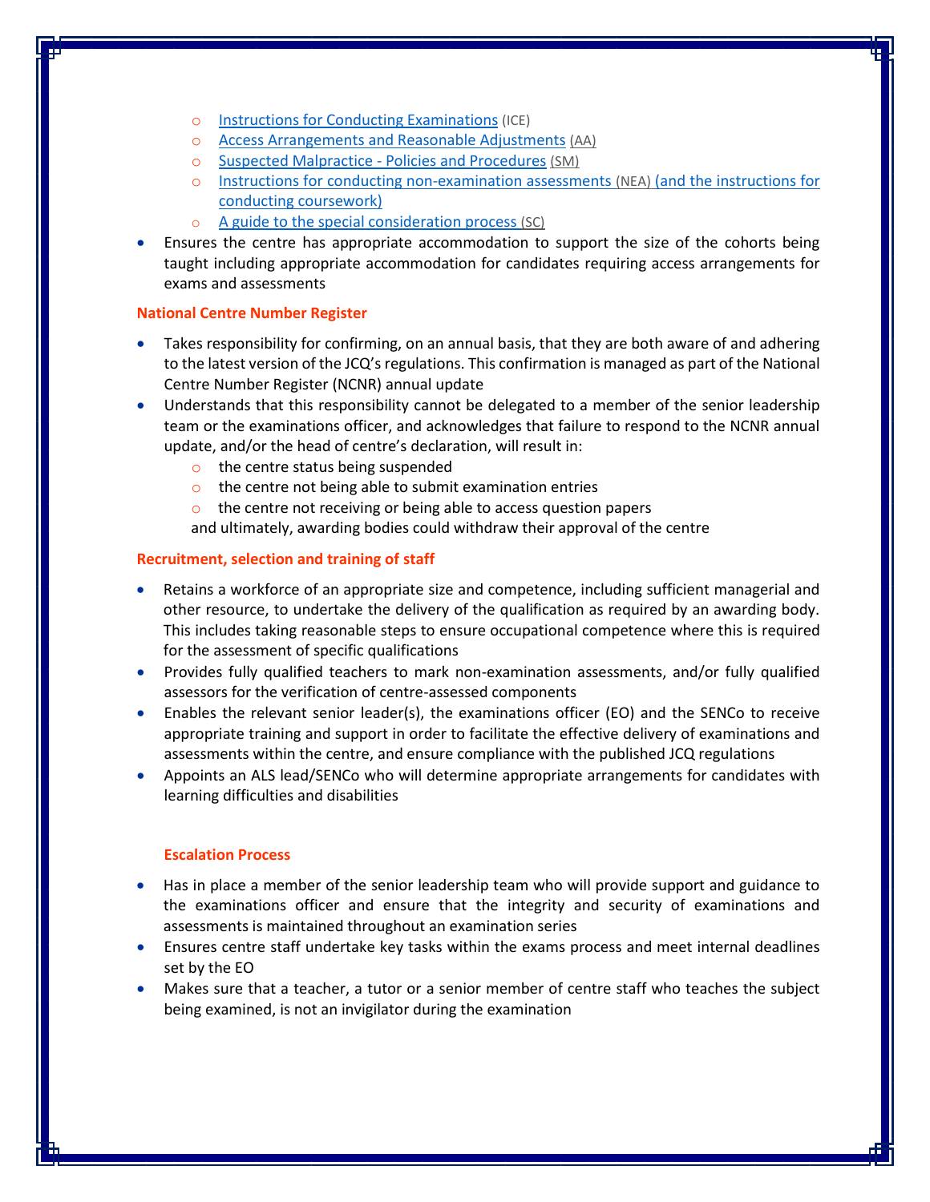- Instructions for Conducting Examinations (ICE)
    - Access Arrangements and Reasonable Adjustments (AA)
    - Suspected Malpractice - Policies and Procedures (SM)
    - Instructions for conducting non-examination assessments (NEA) (and the instructions for conducting coursework)
    - A guide to the special consideration process (SC)
- Ensures the centre has appropriate accommodation to support the size of the cohorts being taught including appropriate accommodation for candidates requiring access arrangements for exams and assessments

**National Centre Number Register**

- Takes responsibility for confirming, on an annual basis, that they are both aware of and adhering to the latest version of the JCQ's regulations. This confirmation is managed as part of the National Centre Number Register (NCNR) annual update
- Understands that this responsibility cannot be delegated to a member of the senior leadership team or the examinations officer, and acknowledges that failure to respond to the NCNR annual update, and/or the head of centre's declaration, will result in:
    - the centre status being suspended
    - the centre not being able to submit examination entries
    - the centre not receiving or being able to access question papers

  and ultimately, awarding bodies could withdraw their approval of the centre

**Recruitment, selection and training of staff**

- Retains a workforce of an appropriate size and competence, including sufficient managerial and other resource, to undertake the delivery of the qualification as required by an awarding body. This includes taking reasonable steps to ensure occupational competence where this is required for the assessment of specific qualifications
- Provides fully qualified teachers to mark non-examination assessments, and/or fully qualified assessors for the verification of centre-assessed components
- Enables the relevant senior leader(s), the examinations officer (EO) and the SENCo to receive appropriate training and support in order to facilitate the effective delivery of examinations and assessments within the centre, and ensure compliance with the published JCQ regulations
- Appoints an ALS lead/SENCo who will determine appropriate arrangements for candidates with learning difficulties and disabilities

**Escalation Process**

- Has in place a member of the senior leadership team who will provide support and guidance to the examinations officer and ensure that the integrity and security of examinations and assessments is maintained throughout an examination series
- Ensures centre staff undertake key tasks within the exams process and meet internal deadlines set by the EO
- Makes sure that a teacher, a tutor or a senior member of centre staff who teaches the subject being examined, is not an invigilator during the examination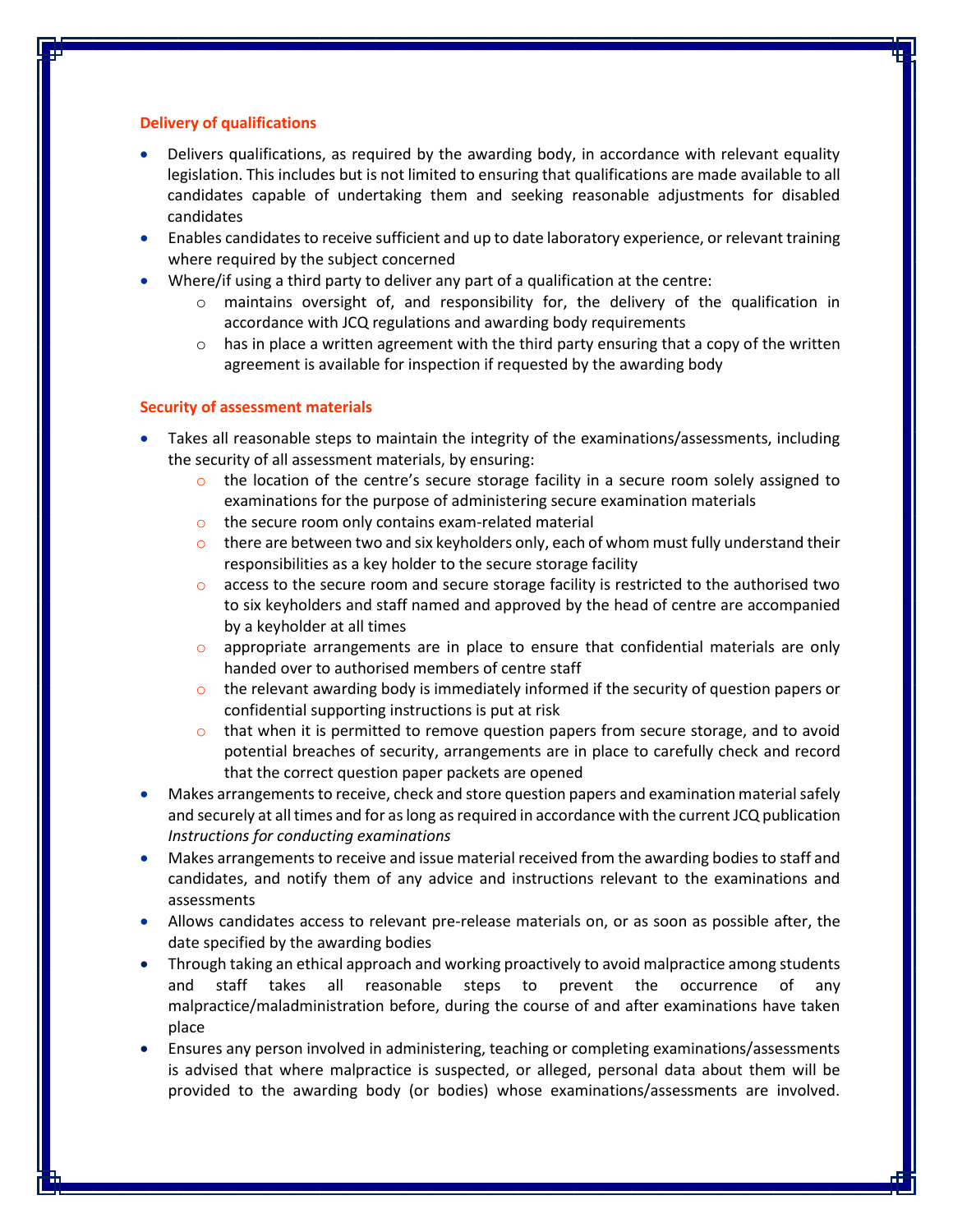**Delivery of qualifications**

- Delivers qualifications, as required by the awarding body, in accordance with relevant equality legislation. This includes but is not limited to ensuring that qualifications are made available to all candidates capable of undertaking them and seeking reasonable adjustments for disabled candidates
- Enables candidates to receive sufficient and up to date laboratory experience, or relevant training where required by the subject concerned
- Where/if using a third party to deliver any part of a qualification at the centre:
    - maintains oversight of, and responsibility for, the delivery of the qualification in accordance with JCQ regulations and awarding body requirements
    - has in place a written agreement with the third party ensuring that a copy of the written agreement is available for inspection if requested by the awarding body

**Security of assessment materials**

- Takes all reasonable steps to maintain the integrity of the examinations/assessments, including the security of all assessment materials, by ensuring:
    - the location of the centre's secure storage facility in a secure room solely assigned to examinations for the purpose of administering secure examination materials
    - the secure room only contains exam-related material
    - there are between two and six keyholders only, each of whom must fully understand their responsibilities as a key holder to the secure storage facility
    - access to the secure room and secure storage facility is restricted to the authorised two to six keyholders and staff named and approved by the head of centre are accompanied by a keyholder at all times
    - appropriate arrangements are in place to ensure that confidential materials are only handed over to authorised members of centre staff
    - the relevant awarding body is immediately informed if the security of question papers or confidential supporting instructions is put at risk
    - that when it is permitted to remove question papers from secure storage, and to avoid potential breaches of security, arrangements are in place to carefully check and record that the correct question paper packets are opened
- Makes arrangements to receive, check and store question papers and examination material safely and securely at all times and for as long as required in accordance with the current JCQ publication *Instructions for conducting examinations*
- Makes arrangements to receive and issue material received from the awarding bodies to staff and candidates, and notify them of any advice and instructions relevant to the examinations and assessments
- Allows candidates access to relevant pre-release materials on, or as soon as possible after, the date specified by the awarding bodies
- Through taking an ethical approach and working proactively to avoid malpractice among students and staff takes all reasonable steps to prevent the occurrence of any malpractice/maladministration before, during the course of and after examinations have taken place
- Ensures any person involved in administering, teaching or completing examinations/assessments is advised that where malpractice is suspected, or alleged, personal data about them will be provided to the awarding body (or bodies) whose examinations/assessments are involved.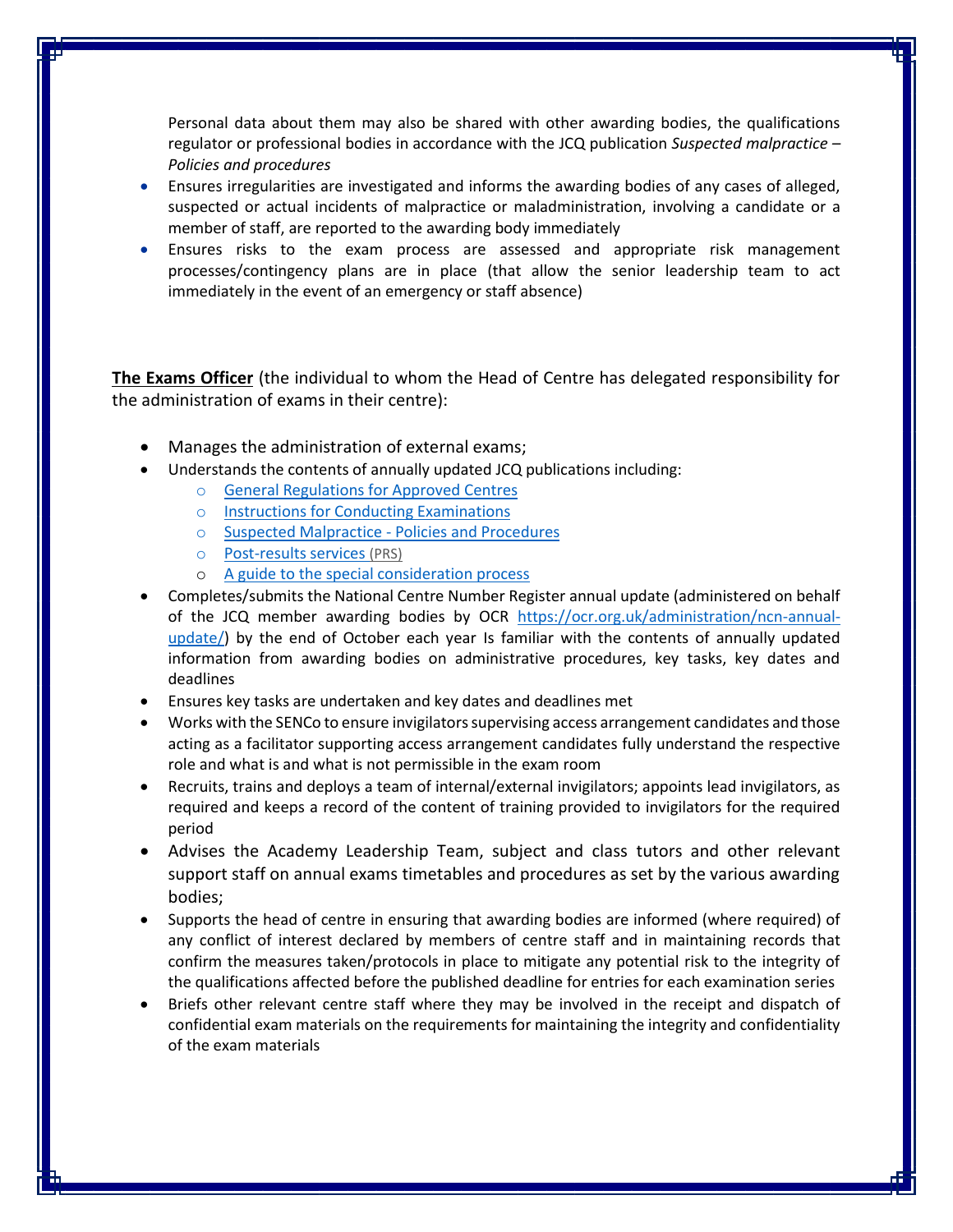Personal data about them may also be shared with other awarding bodies, the qualifications regulator or professional bodies in accordance with the JCQ publication *Suspected malpractice – Policies and procedures*

- Ensures irregularities are investigated and informs the awarding bodies of any cases of alleged, suspected or actual incidents of malpractice or maladministration, involving a candidate or a member of staff, are reported to the awarding body immediately
- Ensures risks to the exam process are assessed and appropriate risk management processes/contingency plans are in place (that allow the senior leadership team to act immediately in the event of an emergency or staff absence)

**The Exams Officer** (the individual to whom the Head of Centre has delegated responsibility for the administration of exams in their centre):

- Manages the administration of external exams;
- Understands the contents of annually updated JCQ publications including:
  - [General Regulations for Approved Centres]
  - [Instructions for Conducting Examinations]
  - [Suspected Malpractice - Policies and Procedures]
  - [Post-results services (PRS)]
  - [A guide to the special consideration process]
- Completes/submits the National Centre Number Register annual update (administered on behalf of the JCQ member awarding bodies by OCR https://ocr.org.uk/administration/ncn-annual-update/) by the end of October each year Is familiar with the contents of annually updated information from awarding bodies on administrative procedures, key tasks, key dates and deadlines
- Ensures key tasks are undertaken and key dates and deadlines met
- Works with the SENCo to ensure invigilators supervising access arrangement candidates and those acting as a facilitator supporting access arrangement candidates fully understand the respective role and what is and what is not permissible in the exam room
- Recruits, trains and deploys a team of internal/external invigilators; appoints lead invigilators, as required and keeps a record of the content of training provided to invigilators for the required period
- Advises the Academy Leadership Team, subject and class tutors and other relevant support staff on annual exams timetables and procedures as set by the various awarding bodies;
- Supports the head of centre in ensuring that awarding bodies are informed (where required) of any conflict of interest declared by members of centre staff and in maintaining records that confirm the measures taken/protocols in place to mitigate any potential risk to the integrity of the qualifications affected before the published deadline for entries for each examination series
- Briefs other relevant centre staff where they may be involved in the receipt and dispatch of confidential exam materials on the requirements for maintaining the integrity and confidentiality of the exam materials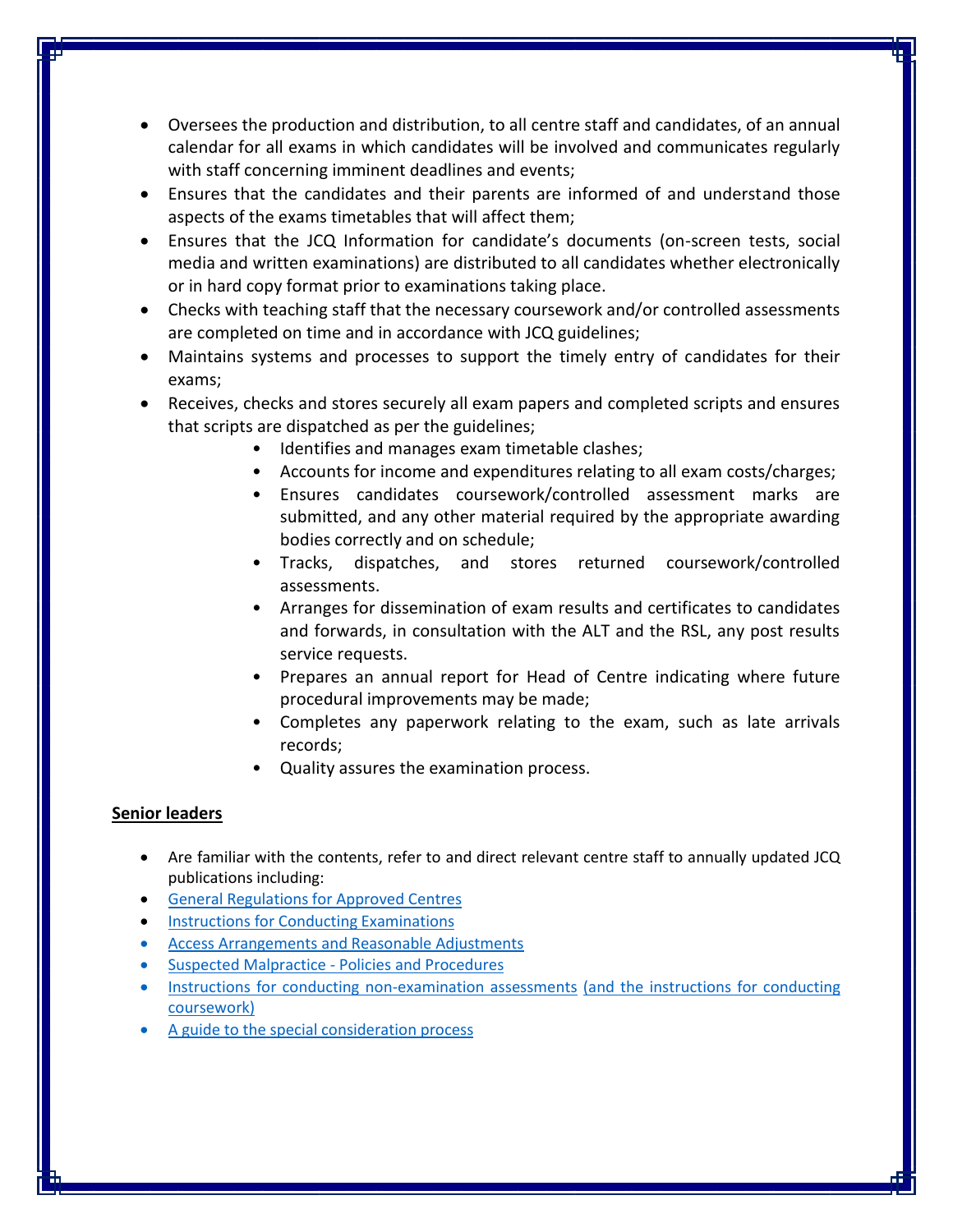- Oversees the production and distribution, to all centre staff and candidates, of an annual calendar for all exams in which candidates will be involved and communicates regularly with staff concerning imminent deadlines and events;
- Ensures that the candidates and their parents are informed of and understand those aspects of the exams timetables that will affect them;
- Ensures that the JCQ Information for candidate's documents (on-screen tests, social media and written examinations) are distributed to all candidates whether electronically or in hard copy format prior to examinations taking place.
- Checks with teaching staff that the necessary coursework and/or controlled assessments are completed on time and in accordance with JCQ guidelines;
- Maintains systems and processes to support the timely entry of candidates for their exams;
- Receives, checks and stores securely all exam papers and completed scripts and ensures that scripts are dispatched as per the guidelines;
    - Identifies and manages exam timetable clashes;
    - Accounts for income and expenditures relating to all exam costs/charges;
    - Ensures candidates coursework/controlled assessment marks are submitted, and any other material required by the appropriate awarding bodies correctly and on schedule;
    - Tracks, dispatches, and stores returned coursework/controlled assessments.
    - Arranges for dissemination of exam results and certificates to candidates and forwards, in consultation with the ALT and the RSL, any post results service requests.
    - Prepares an annual report for Head of Centre indicating where future procedural improvements may be made;
    - Completes any paperwork relating to the exam, such as late arrivals records;
    - Quality assures the examination process.

**Senior leaders**

- Are familiar with the contents, refer to and direct relevant centre staff to annually updated JCQ publications including:
- General Regulations for Approved Centres
- Instructions for Conducting Examinations
- Access Arrangements and Reasonable Adjustments
- Suspected Malpractice - Policies and Procedures
- Instructions for conducting non-examination assessments (and the instructions for conducting coursework)
- A guide to the special consideration process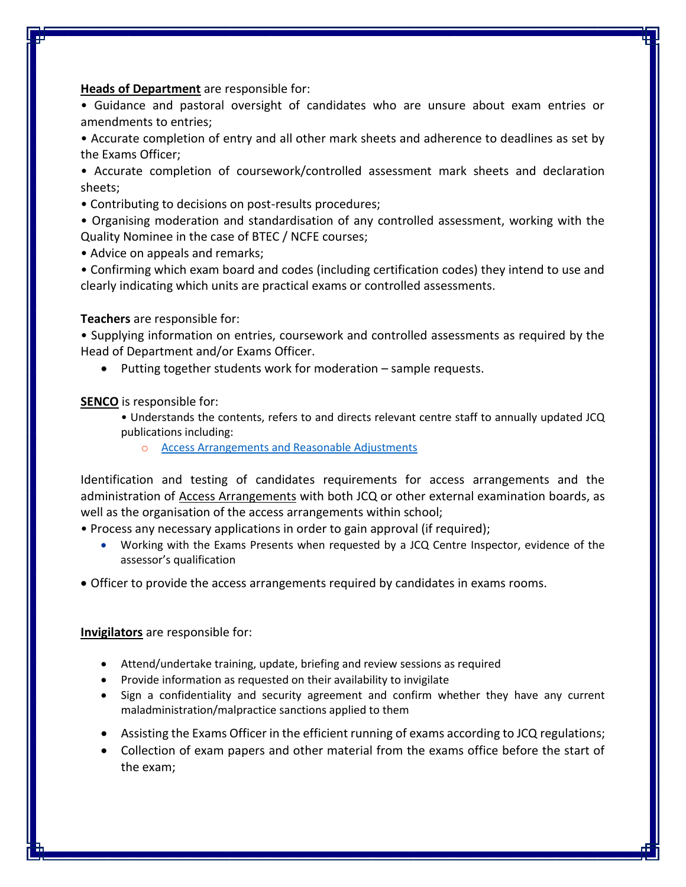**Heads of Department** are responsible for:

• Guidance and pastoral oversight of candidates who are unsure about exam entries or amendments to entries;

• Accurate completion of entry and all other mark sheets and adherence to deadlines as set by the Exams Officer;

• Accurate completion of coursework/controlled assessment mark sheets and declaration sheets;

• Contributing to decisions on post-results procedures;

• Organising moderation and standardisation of any controlled assessment, working with the Quality Nominee in the case of BTEC / NCFE courses;

• Advice on appeals and remarks;

• Confirming which exam board and codes (including certification codes) they intend to use and clearly indicating which units are practical exams or controlled assessments.

**Teachers** are responsible for:

• Supplying information on entries, coursework and controlled assessments as required by the Head of Department and/or Exams Officer.

- Putting together students work for moderation – sample requests.

**SENCO** is responsible for:

- • Understands the contents, refers to and directs relevant centre staff to annually updated JCQ publications including:
  - Access Arrangements and Reasonable Adjustments

Identification and testing of candidates requirements for access arrangements and the administration of Access Arrangements with both JCQ or other external examination boards, as well as the organisation of the access arrangements within school;

• Process any necessary applications in order to gain approval (if required);

- Working with the Exams Presents when requested by a JCQ Centre Inspector, evidence of the assessor's qualification

• Officer to provide the access arrangements required by candidates in exams rooms.

**Invigilators** are responsible for:

- Attend/undertake training, update, briefing and review sessions as required
- Provide information as requested on their availability to invigilate
- Sign a confidentiality and security agreement and confirm whether they have any current maladministration/malpractice sanctions applied to them
- Assisting the Exams Officer in the efficient running of exams according to JCQ regulations;
- Collection of exam papers and other material from the exams office before the start of the exam;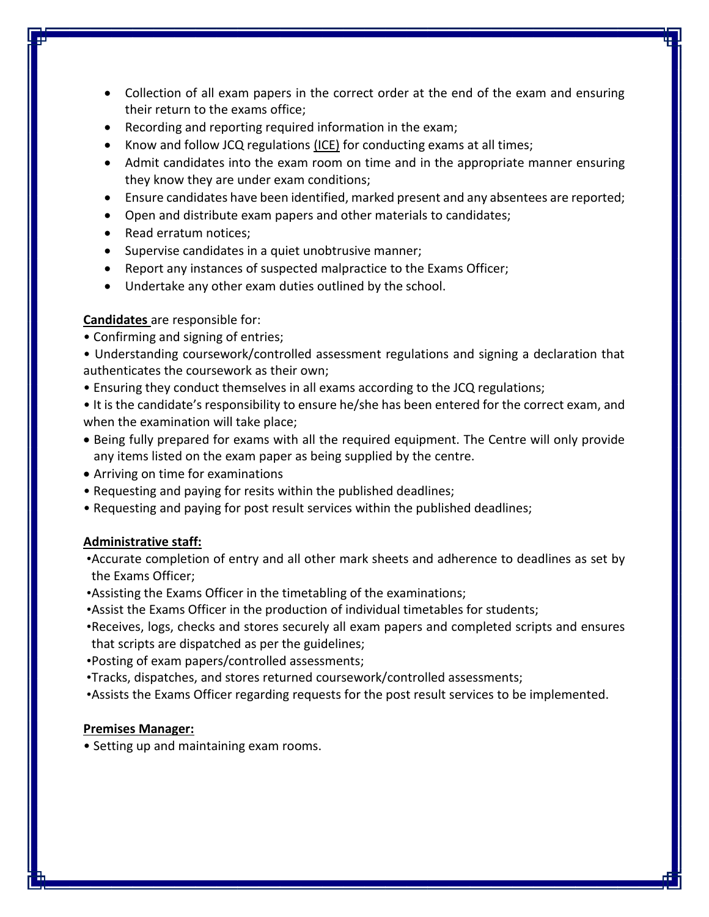- Collection of all exam papers in the correct order at the end of the exam and ensuring their return to the exams office;
- Recording and reporting required information in the exam;
- Know and follow JCQ regulations (ICE) for conducting exams at all times;
- Admit candidates into the exam room on time and in the appropriate manner ensuring they know they are under exam conditions;
- Ensure candidates have been identified, marked present and any absentees are reported;
- Open and distribute exam papers and other materials to candidates;
- Read erratum notices;
- Supervise candidates in a quiet unobtrusive manner;
- Report any instances of suspected malpractice to the Exams Officer;
- Undertake any other exam duties outlined by the school.

**Candidates** are responsible for:

- Confirming and signing of entries;
- Understanding coursework/controlled assessment regulations and signing a declaration that authenticates the coursework as their own;
- Ensuring they conduct themselves in all exams according to the JCQ regulations;
- It is the candidate's responsibility to ensure he/she has been entered for the correct exam, and when the examination will take place;
- Being fully prepared for exams with all the required equipment. The Centre will only provide any items listed on the exam paper as being supplied by the centre.
- Arriving on time for examinations
- Requesting and paying for resits within the published deadlines;
- Requesting and paying for post result services within the published deadlines;

**Administrative staff:**

- Accurate completion of entry and all other mark sheets and adherence to deadlines as set by the Exams Officer;
- Assisting the Exams Officer in the timetabling of the examinations;
- Assist the Exams Officer in the production of individual timetables for students;
- Receives, logs, checks and stores securely all exam papers and completed scripts and ensures that scripts are dispatched as per the guidelines;
- Posting of exam papers/controlled assessments;
- Tracks, dispatches, and stores returned coursework/controlled assessments;
- Assists the Exams Officer regarding requests for the post result services to be implemented.

**Premises Manager:**

- Setting up and maintaining exam rooms.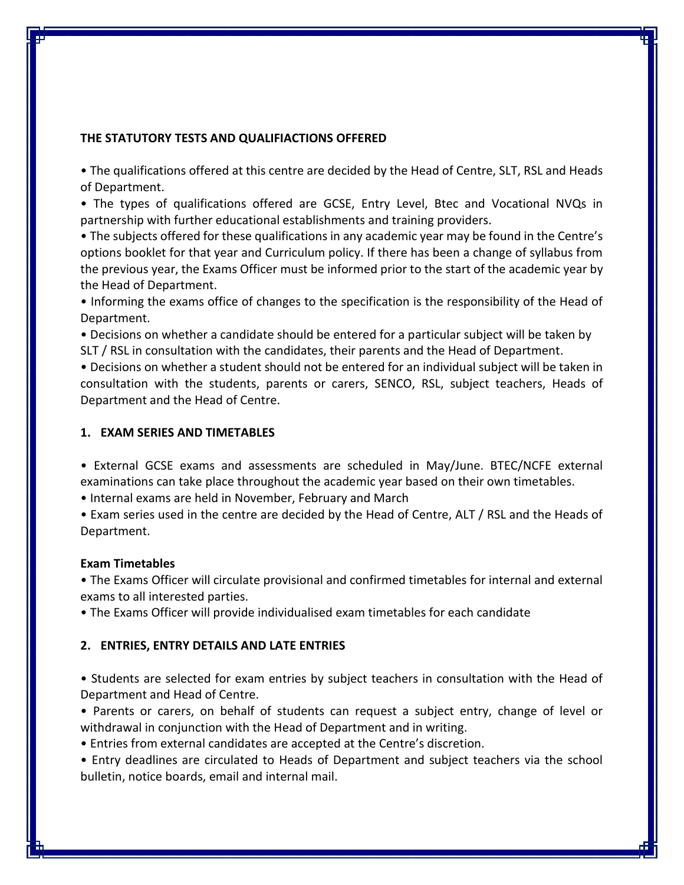**THE STATUTORY TESTS AND QUALIFIACTIONS OFFERED**

• The qualifications offered at this centre are decided by the Head of Centre, SLT, RSL and Heads of Department.

• The types of qualifications offered are GCSE, Entry Level, Btec and Vocational NVQs in partnership with further educational establishments and training providers.

• The subjects offered for these qualifications in any academic year may be found in the Centre's options booklet for that year and Curriculum policy. If there has been a change of syllabus from the previous year, the Exams Officer must be informed prior to the start of the academic year by the Head of Department.

• Informing the exams office of changes to the specification is the responsibility of the Head of Department.

• Decisions on whether a candidate should be entered for a particular subject will be taken by SLT / RSL in consultation with the candidates, their parents and the Head of Department.

• Decisions on whether a student should not be entered for an individual subject will be taken in consultation with the students, parents or carers, SENCO, RSL, subject teachers, Heads of Department and the Head of Centre.

## 1. EXAM SERIES AND TIMETABLES

• External GCSE exams and assessments are scheduled in May/June. BTEC/NCFE external examinations can take place throughout the academic year based on their own timetables.

• Internal exams are held in November, February and March

• Exam series used in the centre are decided by the Head of Centre, ALT / RSL and the Heads of Department.

**Exam Timetables**

• The Exams Officer will circulate provisional and confirmed timetables for internal and external exams to all interested parties.

• The Exams Officer will provide individualised exam timetables for each candidate

## 2. ENTRIES, ENTRY DETAILS AND LATE ENTRIES

• Students are selected for exam entries by subject teachers in consultation with the Head of Department and Head of Centre.

• Parents or carers, on behalf of students can request a subject entry, change of level or withdrawal in conjunction with the Head of Department and in writing.

• Entries from external candidates are accepted at the Centre's discretion.

• Entry deadlines are circulated to Heads of Department and subject teachers via the school bulletin, notice boards, email and internal mail.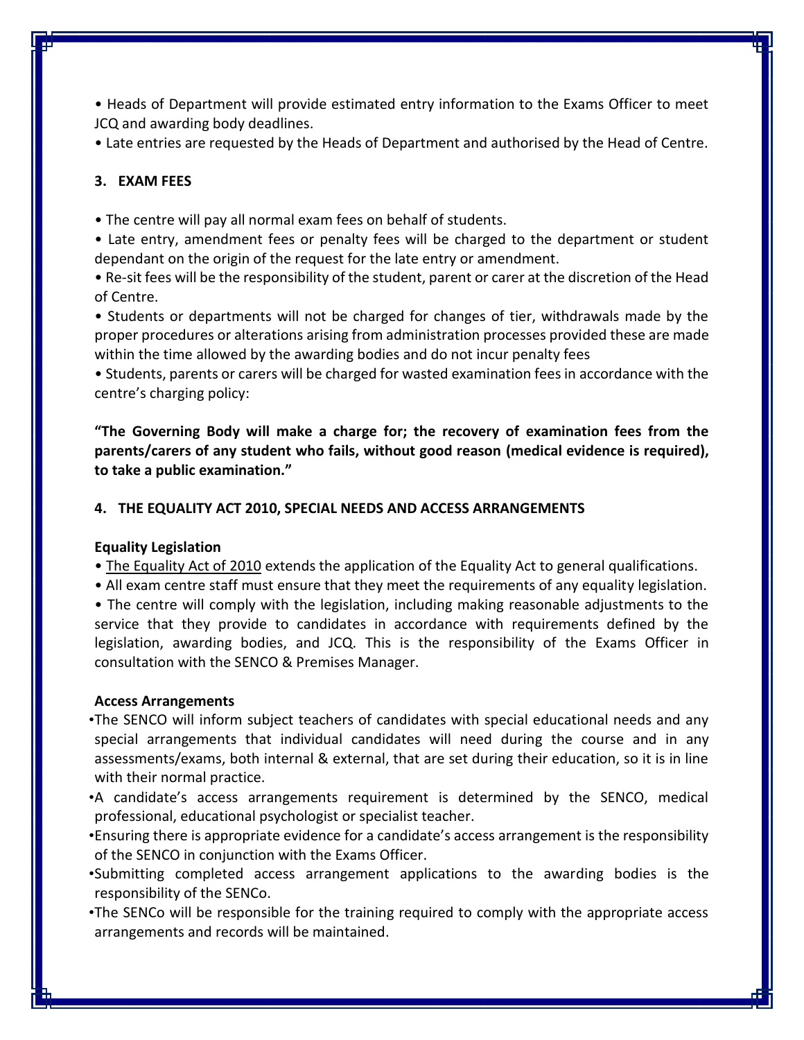- Heads of Department will provide estimated entry information to the Exams Officer to meet JCQ and awarding body deadlines.
- Late entries are requested by the Heads of Department and authorised by the Head of Centre.

## 3. EXAM FEES

- The centre will pay all normal exam fees on behalf of students.
- Late entry, amendment fees or penalty fees will be charged to the department or student dependant on the origin of the request for the late entry or amendment.
- Re-sit fees will be the responsibility of the student, parent or carer at the discretion of the Head of Centre.
- Students or departments will not be charged for changes of tier, withdrawals made by the proper procedures or alterations arising from administration processes provided these are made within the time allowed by the awarding bodies and do not incur penalty fees
- Students, parents or carers will be charged for wasted examination fees in accordance with the centre's charging policy:

**"The Governing Body will make a charge for; the recovery of examination fees from the parents/carers of any student who fails, without good reason (medical evidence is required), to take a public examination."**

## 4. THE EQUALITY ACT 2010, SPECIAL NEEDS AND ACCESS ARRANGEMENTS

**Equality Legislation**

- The Equality Act of 2010 extends the application of the Equality Act to general qualifications.
- All exam centre staff must ensure that they meet the requirements of any equality legislation.
- The centre will comply with the legislation, including making reasonable adjustments to the service that they provide to candidates in accordance with requirements defined by the legislation, awarding bodies, and JCQ. This is the responsibility of the Exams Officer in consultation with the SENCO & Premises Manager.

**Access Arrangements**

- The SENCO will inform subject teachers of candidates with special educational needs and any special arrangements that individual candidates will need during the course and in any assessments/exams, both internal & external, that are set during their education, so it is in line with their normal practice.
- A candidate's access arrangements requirement is determined by the SENCO, medical professional, educational psychologist or specialist teacher.
- Ensuring there is appropriate evidence for a candidate's access arrangement is the responsibility of the SENCO in conjunction with the Exams Officer.
- Submitting completed access arrangement applications to the awarding bodies is the responsibility of the SENCo.
- The SENCo will be responsible for the training required to comply with the appropriate access arrangements and records will be maintained.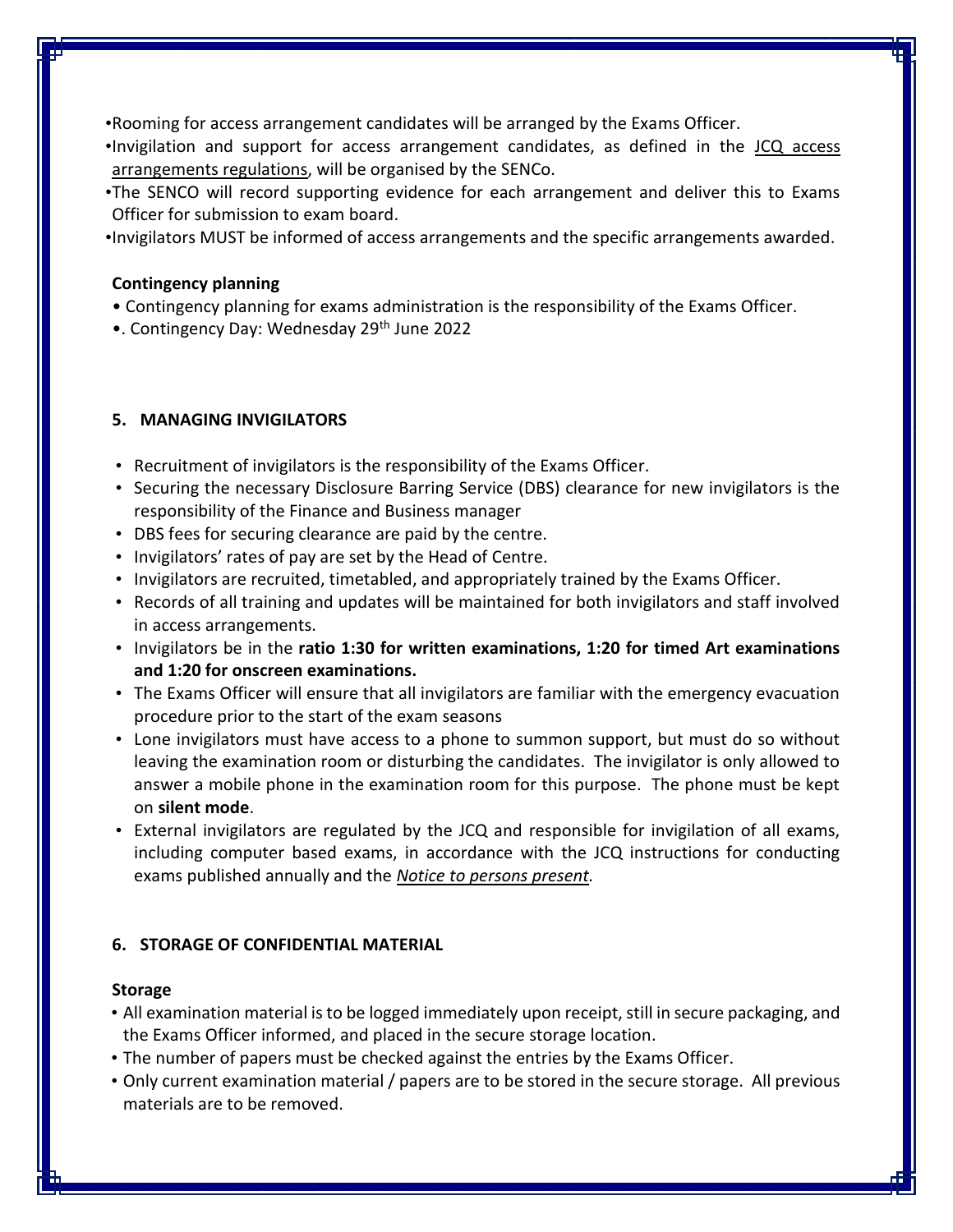- Rooming for access arrangement candidates will be arranged by the Exams Officer.
- Invigilation and support for access arrangement candidates, as defined in the JCQ access arrangements regulations, will be organised by the SENCo.
- The SENCO will record supporting evidence for each arrangement and deliver this to Exams Officer for submission to exam board.
- Invigilators MUST be informed of access arrangements and the specific arrangements awarded.

**Contingency planning**

- Contingency planning for exams administration is the responsibility of the Exams Officer.
- . Contingency Day: Wednesday 29th June 2022

## 5. MANAGING INVIGILATORS

- Recruitment of invigilators is the responsibility of the Exams Officer.
- Securing the necessary Disclosure Barring Service (DBS) clearance for new invigilators is the responsibility of the Finance and Business manager
- DBS fees for securing clearance are paid by the centre.
- Invigilators' rates of pay are set by the Head of Centre.
- Invigilators are recruited, timetabled, and appropriately trained by the Exams Officer.
- Records of all training and updates will be maintained for both invigilators and staff involved in access arrangements.
- Invigilators be in the **ratio 1:30 for written examinations, 1:20 for timed Art examinations and 1:20 for onscreen examinations.**
- The Exams Officer will ensure that all invigilators are familiar with the emergency evacuation procedure prior to the start of the exam seasons
- Lone invigilators must have access to a phone to summon support, but must do so without leaving the examination room or disturbing the candidates. The invigilator is only allowed to answer a mobile phone in the examination room for this purpose. The phone must be kept on **silent mode**.
- External invigilators are regulated by the JCQ and responsible for invigilation of all exams, including computer based exams, in accordance with the JCQ instructions for conducting exams published annually and the *Notice to persons present.*

## 6. STORAGE OF CONFIDENTIAL MATERIAL

**Storage**

- All examination material is to be logged immediately upon receipt, still in secure packaging, and the Exams Officer informed, and placed in the secure storage location.
- The number of papers must be checked against the entries by the Exams Officer.
- Only current examination material / papers are to be stored in the secure storage. All previous materials are to be removed.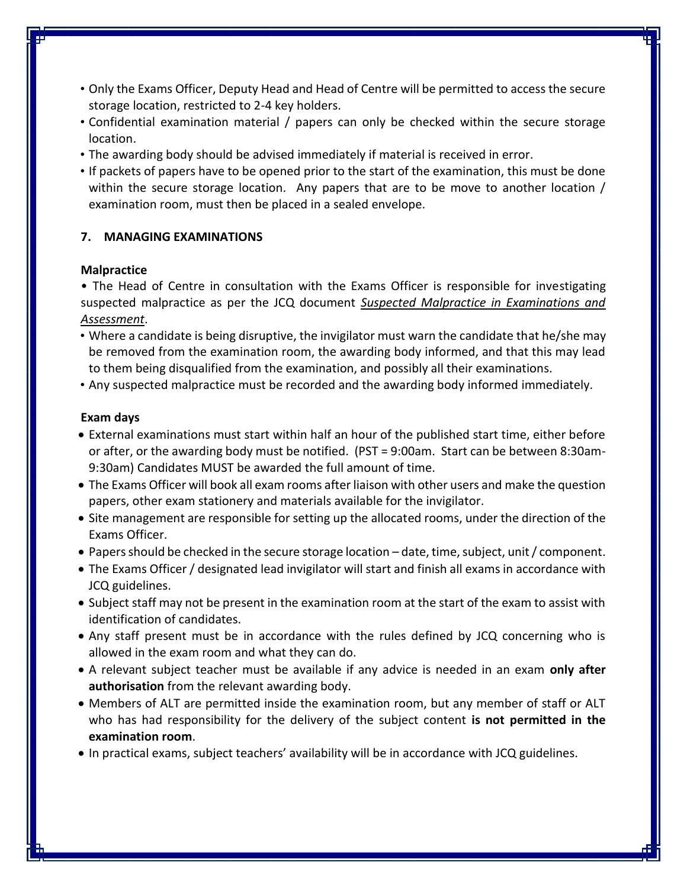- Only the Exams Officer, Deputy Head and Head of Centre will be permitted to access the secure storage location, restricted to 2-4 key holders.
- Confidential examination material / papers can only be checked within the secure storage location.
- The awarding body should be advised immediately if material is received in error.
- If packets of papers have to be opened prior to the start of the examination, this must be done within the secure storage location. Any papers that are to be move to another location / examination room, must then be placed in a sealed envelope.

## 7. MANAGING EXAMINATIONS

### Malpractice

- The Head of Centre in consultation with the Exams Officer is responsible for investigating suspected malpractice as per the JCQ document *Suspected Malpractice in Examinations and Assessment*.
- Where a candidate is being disruptive, the invigilator must warn the candidate that he/she may be removed from the examination room, the awarding body informed, and that this may lead to them being disqualified from the examination, and possibly all their examinations.
- Any suspected malpractice must be recorded and the awarding body informed immediately.

### Exam days

- External examinations must start within half an hour of the published start time, either before or after, or the awarding body must be notified. (PST = 9:00am. Start can be between 8:30am-9:30am) Candidates MUST be awarded the full amount of time.
- The Exams Officer will book all exam rooms after liaison with other users and make the question papers, other exam stationery and materials available for the invigilator.
- Site management are responsible for setting up the allocated rooms, under the direction of the Exams Officer.
- Papers should be checked in the secure storage location – date, time, subject, unit / component.
- The Exams Officer / designated lead invigilator will start and finish all exams in accordance with JCQ guidelines.
- Subject staff may not be present in the examination room at the start of the exam to assist with identification of candidates.
- Any staff present must be in accordance with the rules defined by JCQ concerning who is allowed in the exam room and what they can do.
- A relevant subject teacher must be available if any advice is needed in an exam **only after authorisation** from the relevant awarding body.
- Members of ALT are permitted inside the examination room, but any member of staff or ALT who has had responsibility for the delivery of the subject content **is not permitted in the examination room**.
- In practical exams, subject teachers' availability will be in accordance with JCQ guidelines.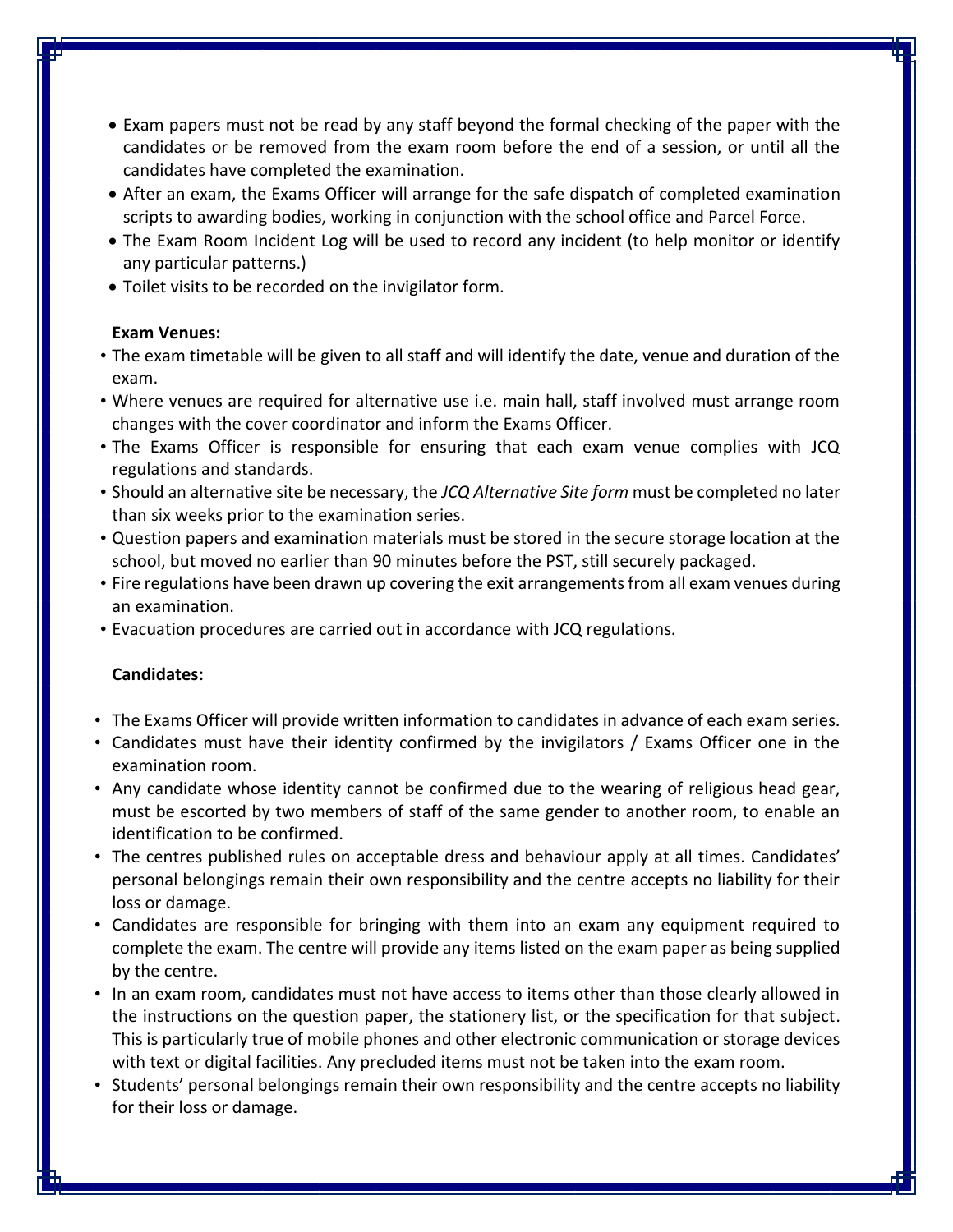- Exam papers must not be read by any staff beyond the formal checking of the paper with the candidates or be removed from the exam room before the end of a session, or until all the candidates have completed the examination.
- After an exam, the Exams Officer will arrange for the safe dispatch of completed examination scripts to awarding bodies, working in conjunction with the school office and Parcel Force.
- The Exam Room Incident Log will be used to record any incident (to help monitor or identify any particular patterns.)
- Toilet visits to be recorded on the invigilator form.

**Exam Venues:**

- The exam timetable will be given to all staff and will identify the date, venue and duration of the exam.
- Where venues are required for alternative use i.e. main hall, staff involved must arrange room changes with the cover coordinator and inform the Exams Officer.
- The Exams Officer is responsible for ensuring that each exam venue complies with JCQ regulations and standards.
- Should an alternative site be necessary, the *JCQ Alternative Site form* must be completed no later than six weeks prior to the examination series.
- Question papers and examination materials must be stored in the secure storage location at the school, but moved no earlier than 90 minutes before the PST, still securely packaged.
- Fire regulations have been drawn up covering the exit arrangements from all exam venues during an examination.
- Evacuation procedures are carried out in accordance with JCQ regulations.

**Candidates:**

- The Exams Officer will provide written information to candidates in advance of each exam series.
- Candidates must have their identity confirmed by the invigilators / Exams Officer one in the examination room.
- Any candidate whose identity cannot be confirmed due to the wearing of religious head gear, must be escorted by two members of staff of the same gender to another room, to enable an identification to be confirmed.
- The centres published rules on acceptable dress and behaviour apply at all times. Candidates' personal belongings remain their own responsibility and the centre accepts no liability for their loss or damage.
- Candidates are responsible for bringing with them into an exam any equipment required to complete the exam. The centre will provide any items listed on the exam paper as being supplied by the centre.
- In an exam room, candidates must not have access to items other than those clearly allowed in the instructions on the question paper, the stationery list, or the specification for that subject. This is particularly true of mobile phones and other electronic communication or storage devices with text or digital facilities. Any precluded items must not be taken into the exam room.
- Students' personal belongings remain their own responsibility and the centre accepts no liability for their loss or damage.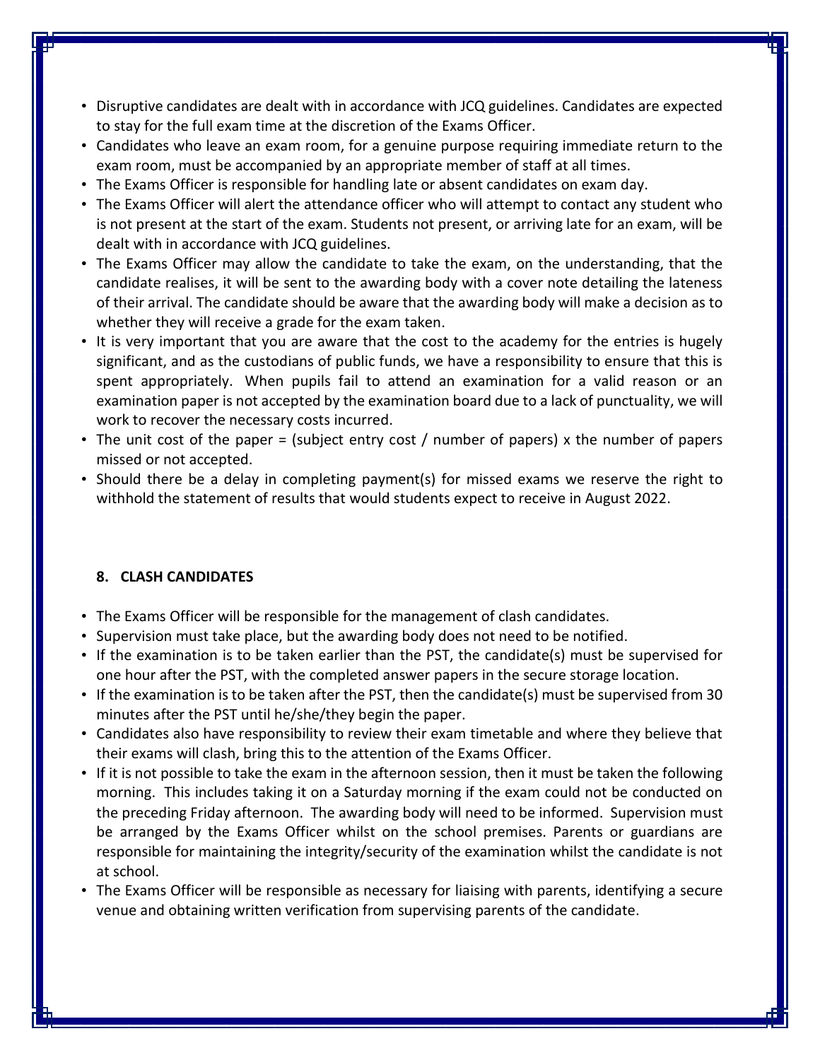- Disruptive candidates are dealt with in accordance with JCQ guidelines. Candidates are expected to stay for the full exam time at the discretion of the Exams Officer.
- Candidates who leave an exam room, for a genuine purpose requiring immediate return to the exam room, must be accompanied by an appropriate member of staff at all times.
- The Exams Officer is responsible for handling late or absent candidates on exam day.
- The Exams Officer will alert the attendance officer who will attempt to contact any student who is not present at the start of the exam. Students not present, or arriving late for an exam, will be dealt with in accordance with JCQ guidelines.
- The Exams Officer may allow the candidate to take the exam, on the understanding, that the candidate realises, it will be sent to the awarding body with a cover note detailing the lateness of their arrival. The candidate should be aware that the awarding body will make a decision as to whether they will receive a grade for the exam taken.
- It is very important that you are aware that the cost to the academy for the entries is hugely significant, and as the custodians of public funds, we have a responsibility to ensure that this is spent appropriately. When pupils fail to attend an examination for a valid reason or an examination paper is not accepted by the examination board due to a lack of punctuality, we will work to recover the necessary costs incurred.
- The unit cost of the paper = (subject entry cost / number of papers) x the number of papers missed or not accepted.
- Should there be a delay in completing payment(s) for missed exams we reserve the right to withhold the statement of results that would students expect to receive in August 2022.

## 8. CLASH CANDIDATES

- The Exams Officer will be responsible for the management of clash candidates.
- Supervision must take place, but the awarding body does not need to be notified.
- If the examination is to be taken earlier than the PST, the candidate(s) must be supervised for one hour after the PST, with the completed answer papers in the secure storage location.
- If the examination is to be taken after the PST, then the candidate(s) must be supervised from 30 minutes after the PST until he/she/they begin the paper.
- Candidates also have responsibility to review their exam timetable and where they believe that their exams will clash, bring this to the attention of the Exams Officer.
- If it is not possible to take the exam in the afternoon session, then it must be taken the following morning. This includes taking it on a Saturday morning if the exam could not be conducted on the preceding Friday afternoon. The awarding body will need to be informed. Supervision must be arranged by the Exams Officer whilst on the school premises. Parents or guardians are responsible for maintaining the integrity/security of the examination whilst the candidate is not at school.
- The Exams Officer will be responsible as necessary for liaising with parents, identifying a secure venue and obtaining written verification from supervising parents of the candidate.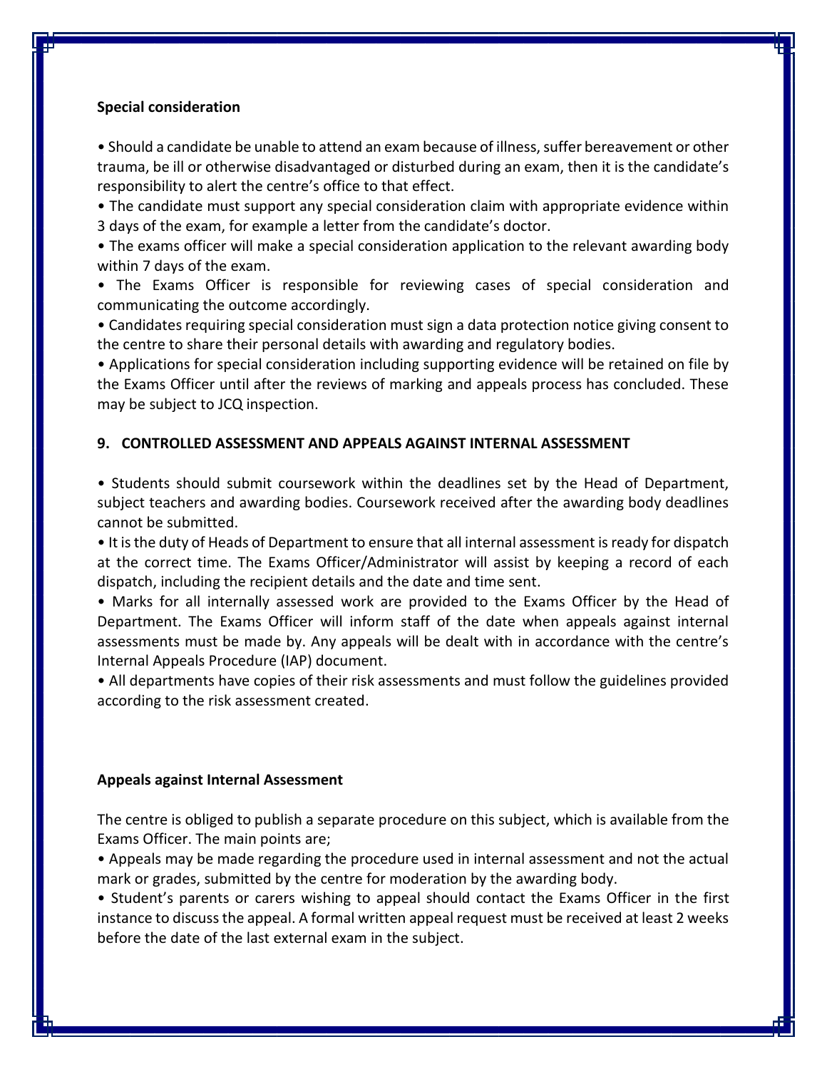**Special consideration**

- Should a candidate be unable to attend an exam because of illness, suffer bereavement or other trauma, be ill or otherwise disadvantaged or disturbed during an exam, then it is the candidate's responsibility to alert the centre's office to that effect.
- The candidate must support any special consideration claim with appropriate evidence within 3 days of the exam, for example a letter from the candidate's doctor.
- The exams officer will make a special consideration application to the relevant awarding body within 7 days of the exam.
- The Exams Officer is responsible for reviewing cases of special consideration and communicating the outcome accordingly.
- Candidates requiring special consideration must sign a data protection notice giving consent to the centre to share their personal details with awarding and regulatory bodies.
- Applications for special consideration including supporting evidence will be retained on file by the Exams Officer until after the reviews of marking and appeals process has concluded. These may be subject to JCQ inspection.

## 9. CONTROLLED ASSESSMENT AND APPEALS AGAINST INTERNAL ASSESSMENT

- Students should submit coursework within the deadlines set by the Head of Department, subject teachers and awarding bodies. Coursework received after the awarding body deadlines cannot be submitted.
- It is the duty of Heads of Department to ensure that all internal assessment is ready for dispatch at the correct time. The Exams Officer/Administrator will assist by keeping a record of each dispatch, including the recipient details and the date and time sent.
- Marks for all internally assessed work are provided to the Exams Officer by the Head of Department. The Exams Officer will inform staff of the date when appeals against internal assessments must be made by. Any appeals will be dealt with in accordance with the centre's Internal Appeals Procedure (IAP) document.
- All departments have copies of their risk assessments and must follow the guidelines provided according to the risk assessment created.

**Appeals against Internal Assessment**

The centre is obliged to publish a separate procedure on this subject, which is available from the Exams Officer. The main points are;

- Appeals may be made regarding the procedure used in internal assessment and not the actual mark or grades, submitted by the centre for moderation by the awarding body.
- Student's parents or carers wishing to appeal should contact the Exams Officer in the first instance to discuss the appeal. A formal written appeal request must be received at least 2 weeks before the date of the last external exam in the subject.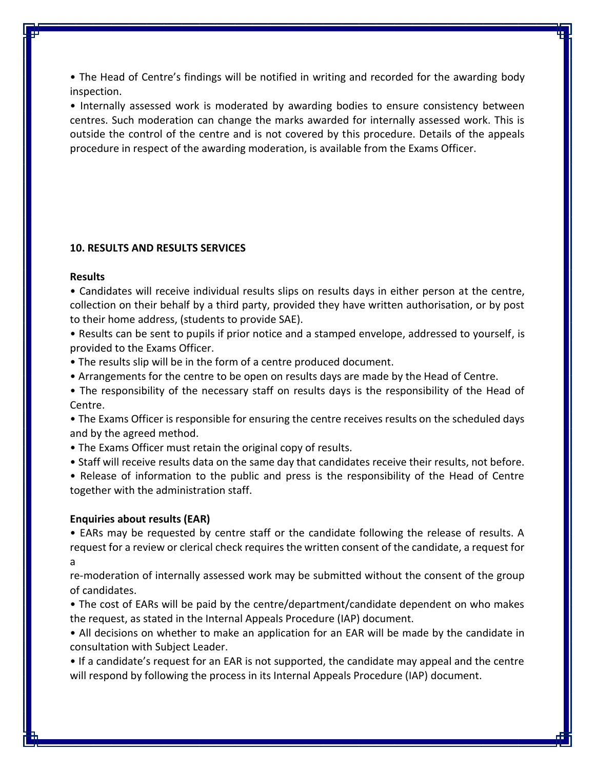• The Head of Centre's findings will be notified in writing and recorded for the awarding body inspection.

• Internally assessed work is moderated by awarding bodies to ensure consistency between centres. Such moderation can change the marks awarded for internally assessed work. This is outside the control of the centre and is not covered by this procedure. Details of the appeals procedure in respect of the awarding moderation, is available from the Exams Officer.

## 10. RESULTS AND RESULTS SERVICES

**Results**

• Candidates will receive individual results slips on results days in either person at the centre, collection on their behalf by a third party, provided they have written authorisation, or by post to their home address, (students to provide SAE).

• Results can be sent to pupils if prior notice and a stamped envelope, addressed to yourself, is provided to the Exams Officer.

• The results slip will be in the form of a centre produced document.

• Arrangements for the centre to be open on results days are made by the Head of Centre.

• The responsibility of the necessary staff on results days is the responsibility of the Head of Centre.

• The Exams Officer is responsible for ensuring the centre receives results on the scheduled days and by the agreed method.

• The Exams Officer must retain the original copy of results.

• Staff will receive results data on the same day that candidates receive their results, not before.

• Release of information to the public and press is the responsibility of the Head of Centre together with the administration staff.

**Enquiries about results (EAR)**

• EARs may be requested by centre staff or the candidate following the release of results. A request for a review or clerical check requires the written consent of the candidate, a request for a re-moderation of internally assessed work may be submitted without the consent of the group of candidates.

• The cost of EARs will be paid by the centre/department/candidate dependent on who makes the request, as stated in the Internal Appeals Procedure (IAP) document.

• All decisions on whether to make an application for an EAR will be made by the candidate in consultation with Subject Leader.

• If a candidate's request for an EAR is not supported, the candidate may appeal and the centre will respond by following the process in its Internal Appeals Procedure (IAP) document.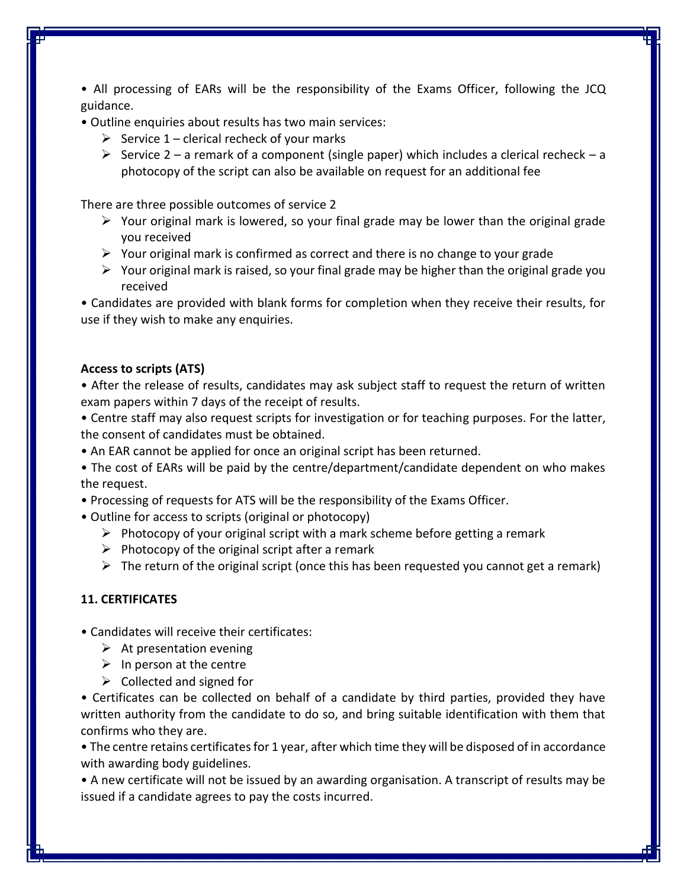- All processing of EARs will be the responsibility of the Exams Officer, following the JCQ guidance.
- Outline enquiries about results has two main services:
  - Service 1 – clerical recheck of your marks
  - Service 2 – a remark of a component (single paper) which includes a clerical recheck – a photocopy of the script can also be available on request for an additional fee

There are three possible outcomes of service 2

- Your original mark is lowered, so your final grade may be lower than the original grade you received
- Your original mark is confirmed as correct and there is no change to your grade
- Your original mark is raised, so your final grade may be higher than the original grade you received

- Candidates are provided with blank forms for completion when they receive their results, for use if they wish to make any enquiries.

**Access to scripts (ATS)**

- After the release of results, candidates may ask subject staff to request the return of written exam papers within 7 days of the receipt of results.
- Centre staff may also request scripts for investigation or for teaching purposes. For the latter, the consent of candidates must be obtained.
- An EAR cannot be applied for once an original script has been returned.
- The cost of EARs will be paid by the centre/department/candidate dependent on who makes the request.
- Processing of requests for ATS will be the responsibility of the Exams Officer.
- Outline for access to scripts (original or photocopy)
  - Photocopy of your original script with a mark scheme before getting a remark
  - Photocopy of the original script after a remark
  - The return of the original script (once this has been requested you cannot get a remark)

**11. CERTIFICATES**

- Candidates will receive their certificates:
  - At presentation evening
  - In person at the centre
  - Collected and signed for
- Certificates can be collected on behalf of a candidate by third parties, provided they have written authority from the candidate to do so, and bring suitable identification with them that confirms who they are.
- The centre retains certificates for 1 year, after which time they will be disposed of in accordance with awarding body guidelines.
- A new certificate will not be issued by an awarding organisation. A transcript of results may be issued if a candidate agrees to pay the costs incurred.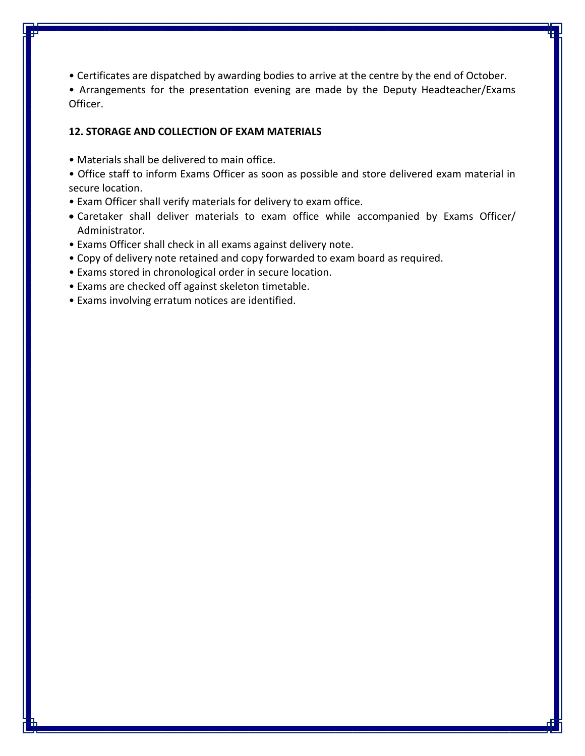- Certificates are dispatched by awarding bodies to arrive at the centre by the end of October.
- Arrangements for the presentation evening are made by the Deputy Headteacher/Exams Officer.

**12. STORAGE AND COLLECTION OF EXAM MATERIALS**

- Materials shall be delivered to main office.
- Office staff to inform Exams Officer as soon as possible and store delivered exam material in secure location.
- Exam Officer shall verify materials for delivery to exam office.
- Caretaker shall deliver materials to exam office while accompanied by Exams Officer/ Administrator.
- Exams Officer shall check in all exams against delivery note.
- Copy of delivery note retained and copy forwarded to exam board as required.
- Exams stored in chronological order in secure location.
- Exams are checked off against skeleton timetable.
- Exams involving erratum notices are identified.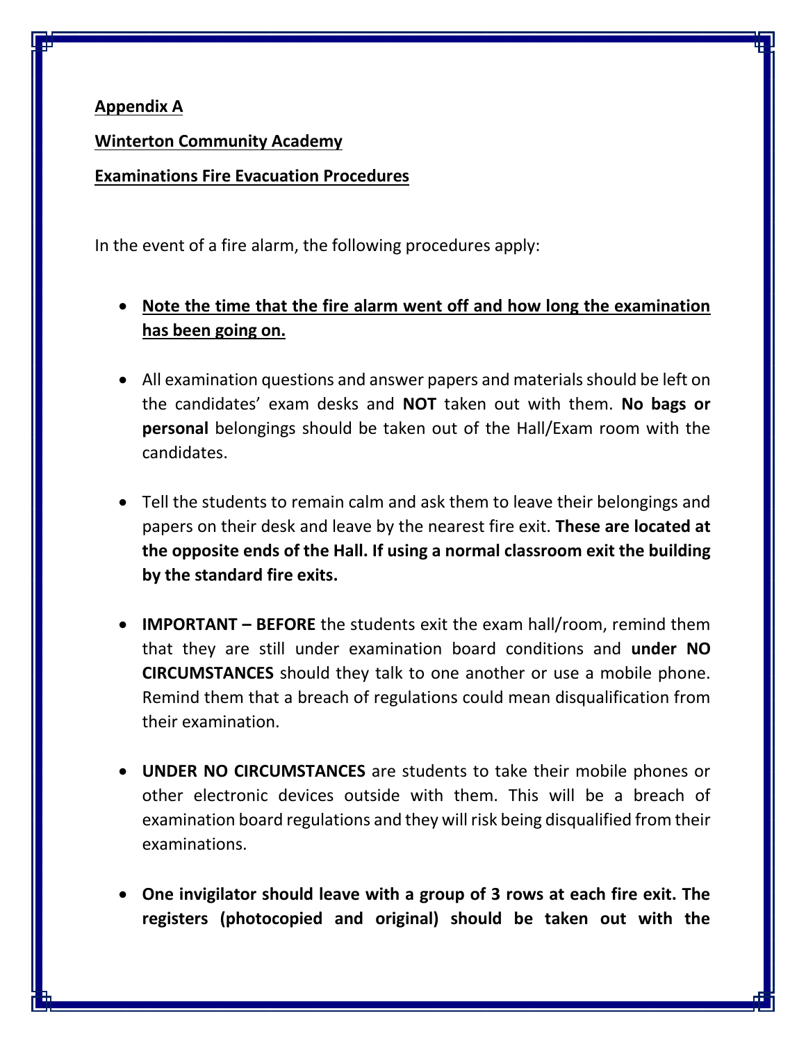**Appendix A**

**Winterton Community Academy**

**Examinations Fire Evacuation Procedures**

In the event of a fire alarm, the following procedures apply:

- **Note the time that the fire alarm went off and how long the examination has been going on.**

- All examination questions and answer papers and materials should be left on the candidates' exam desks and **NOT** taken out with them. **No bags or personal** belongings should be taken out of the Hall/Exam room with the candidates.

- Tell the students to remain calm and ask them to leave their belongings and papers on their desk and leave by the nearest fire exit. **These are located at the opposite ends of the Hall. If using a normal classroom exit the building by the standard fire exits.**

- **IMPORTANT – BEFORE** the students exit the exam hall/room, remind them that they are still under examination board conditions and **under NO CIRCUMSTANCES** should they talk to one another or use a mobile phone. Remind them that a breach of regulations could mean disqualification from their examination.

- **UNDER NO CIRCUMSTANCES** are students to take their mobile phones or other electronic devices outside with them. This will be a breach of examination board regulations and they will risk being disqualified from their examinations.

- **One invigilator should leave with a group of 3 rows at each fire exit. The registers (photocopied and original) should be taken out with the**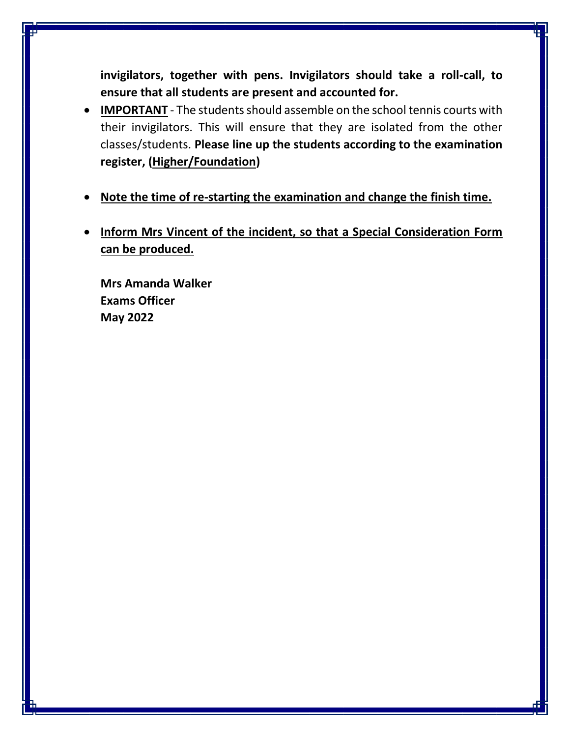**invigilators, together with pens. Invigilators should take a roll-call, to ensure that all students are present and accounted for.**

- <u>**IMPORTANT**</u> - The students should assemble on the school tennis courts with their invigilators. This will ensure that they are isolated from the other classes/students. **Please line up the students according to the examination register, (<u>Higher/Foundation</u>)**

- <u>**Note the time of re-starting the examination and change the finish time.**</u>

- <u>**Inform Mrs Vincent of the incident, so that a Special Consideration Form can be produced.**</u>

**Mrs Amanda Walker**
**Exams Officer**
**May 2022**